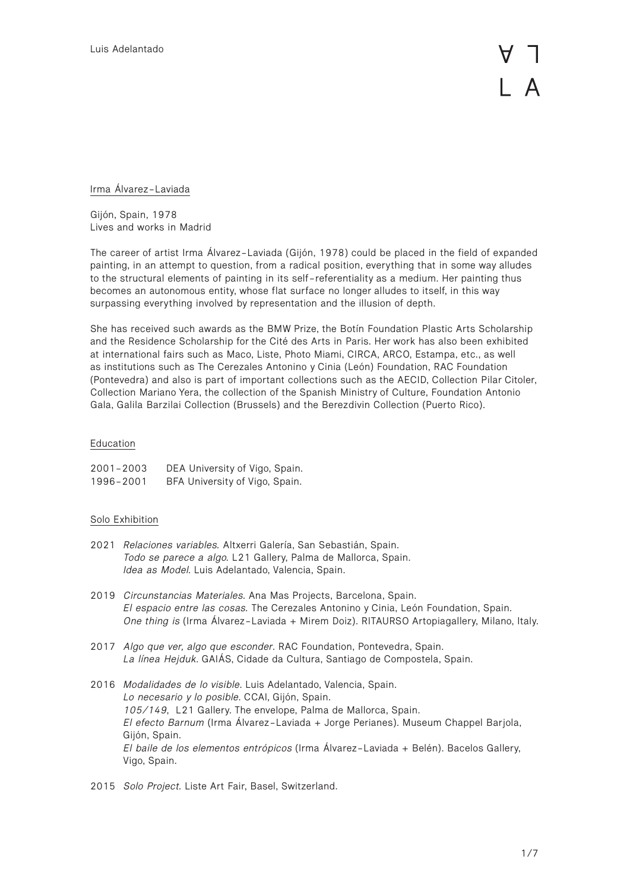## Irma Álvarez-Laviada

Gijón, Spain, 1978
Lives and works in Madrid

The career of artist Irma Álvarez-Laviada (Gijón, 1978) could be placed in the field of expanded painting, in an attempt to question, from a radical position, everything that in some way alludes to the structural elements of painting in its self-referentiality as a medium. Her painting thus becomes an autonomous entity, whose flat surface no longer alludes to itself, in this way surpassing everything involved by representation and the illusion of depth.

She has received such awards as the BMW Prize, the Botín Foundation Plastic Arts Scholarship and the Residence Scholarship for the Cité des Arts in Paris. Her work has also been exhibited at international fairs such as Maco, Liste, Photo Miami, CIRCA, ARCO, Estampa, etc., as well as institutions such as The Cerezales Antonino y Cinia (León) Foundation, RAC Foundation (Pontevedra) and also is part of important collections such as the AECID, Collection Pilar Citoler, Collection Mariano Yera, the collection of the Spanish Ministry of Culture, Foundation Antonio Gala, Galila Barzilai Collection (Brussels) and the Berezdivin Collection (Puerto Rico).

### Education

2001-2003 DEA University of Vigo, Spain.
1996-2001 BFA University of Vigo, Spain.

### Solo Exhibition

2021 *Relaciones variables.* Altxerri Galería, San Sebastián, Spain.
*Todo se parece a algo.* L21 Gallery, Palma de Mallorca, Spain.
*Idea as Model.* Luis Adelantado, Valencia, Spain.

2019 *Circunstancias Materiales.* Ana Mas Projects, Barcelona, Spain.
*El espacio entre las cosas.* The Cerezales Antonino y Cinia, León Foundation, Spain.
*One thing is* (Irma Álvarez-Laviada + Mirem Doiz). RITAURSO Artopiagallery, Milano, Italy.

2017 *Algo que ver, algo que esconder.* RAC Foundation, Pontevedra, Spain.
*La línea Hejduk.* GAIÁS, Cidade da Cultura, Santiago de Compostela, Spain.

2016 *Modalidades de lo visible.* Luis Adelantado, Valencia, Spain.
*Lo necesario y lo posible.* CCAI, Gijón, Spain.
*105/149*, L21 Gallery. The envelope, Palma de Mallorca, Spain.
*El efecto Barnum* (Irma Álvarez-Laviada + Jorge Perianes). Museum Chappel Barjola, Gijón, Spain.
*El baile de los elementos entrópicos* (Irma Álvarez-Laviada + Belén). Bacelos Gallery, Vigo, Spain.

2015 *Solo Project.* Liste Art Fair, Basel, Switzerland.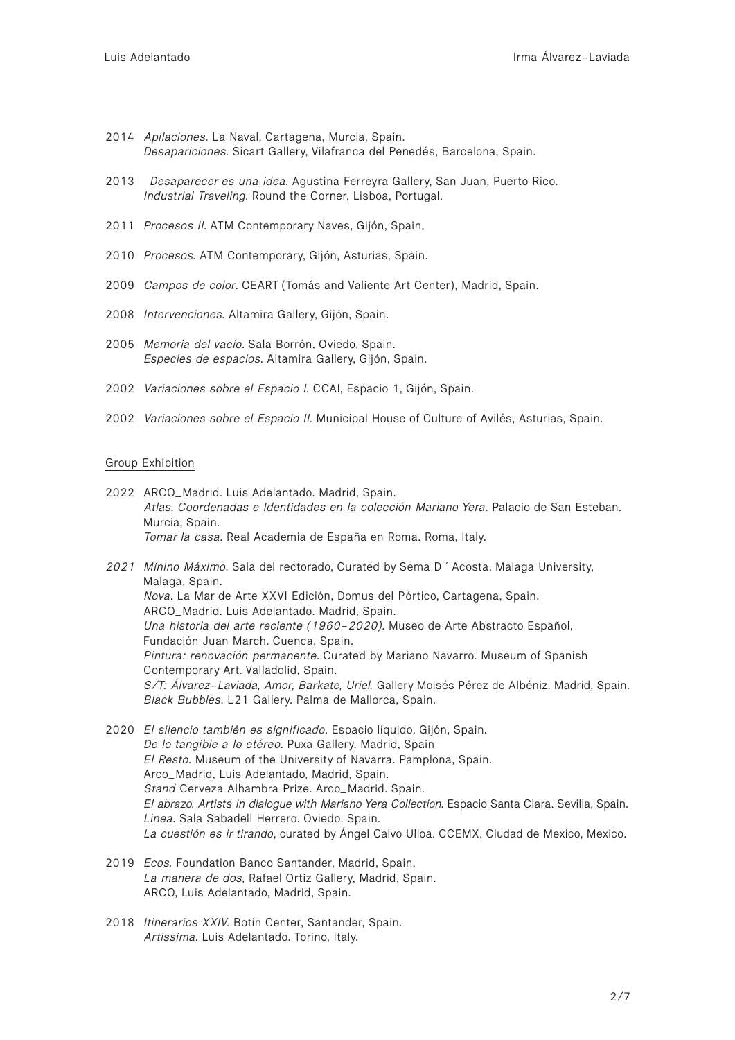2014 *Apilaciones.* La Naval, Cartagena, Murcia, Spain.
*Desapariciones.* Sicart Gallery, Vilafranca del Penedés, Barcelona, Spain.

2013 *Desaparecer es una idea.* Agustina Ferreyra Gallery, San Juan, Puerto Rico.
*Industrial Traveling.* Round the Corner, Lisboa, Portugal.

2011 *Procesos II.* ATM Contemporary Naves, Gijón, Spain.

2010 *Procesos.* ATM Contemporary, Gijón, Asturias, Spain.

2009 *Campos de color.* CEART (Tomás and Valiente Art Center), Madrid, Spain.

2008 *Intervenciones.* Altamira Gallery, Gijón, Spain.

2005 *Memoria del vacío.* Sala Borrón, Oviedo, Spain.
*Especies de espacios.* Altamira Gallery, Gijón, Spain.

2002 *Variaciones sobre el Espacio I.* CCAI, Espacio 1, Gijón, Spain.

2002 *Variaciones sobre el Espacio II.* Municipal House of Culture of Avilés, Asturias, Spain.

## Group Exhibition

2022 ARCO_Madrid. Luis Adelantado. Madrid, Spain.
*Atlas. Coordenadas e Identidades en la colección Mariano Yera.* Palacio de San Esteban. Murcia, Spain.
*Tomar la casa.* Real Academia de España en Roma. Roma, Italy.

*2021* *Mínino Máximo.* Sala del rectorado, Curated by Sema D´Acosta. Malaga University, Malaga, Spain.
*Nova.* La Mar de Arte XXVI Edición, Domus del Pórtico, Cartagena, Spain.
ARCO_Madrid. Luis Adelantado. Madrid, Spain.
*Una historia del arte reciente (1960-2020).* Museo de Arte Abstracto Español, Fundación Juan March. Cuenca, Spain.
*Pintura: renovación permanente.* Curated by Mariano Navarro. Museum of Spanish Contemporary Art. Valladolid, Spain.
*S/T: Álvarez-Laviada, Amor, Barkate, Uriel.* Gallery Moisés Pérez de Albéniz. Madrid, Spain.
*Black Bubbles.* L21 Gallery. Palma de Mallorca, Spain.

2020 *El silencio también es significado.* Espacio líquido. Gijón, Spain.
*De lo tangible a lo etéreo.* Puxa Gallery. Madrid, Spain
*El Resto.* Museum of the University of Navarra. Pamplona, Spain.
Arco_Madrid, Luis Adelantado, Madrid, Spain.
*Stand* Cerveza Alhambra Prize. Arco_Madrid. Spain.
*El abrazo. Artists in dialogue with Mariano Yera Collection.* Espacio Santa Clara. Sevilla, Spain.
*Linea.* Sala Sabadell Herrero. Oviedo. Spain.
*La cuestión es ir tirando*, curated by Ángel Calvo Ulloa. CCEMX, Ciudad de Mexico, Mexico.

2019 *Ecos.* Foundation Banco Santander, Madrid, Spain.
*La manera de dos*, Rafael Ortiz Gallery, Madrid, Spain.
ARCO, Luis Adelantado, Madrid, Spain.

2018 *Itinerarios XXIV.* Botín Center, Santander, Spain.
*Artissima.* Luis Adelantado. Torino, Italy.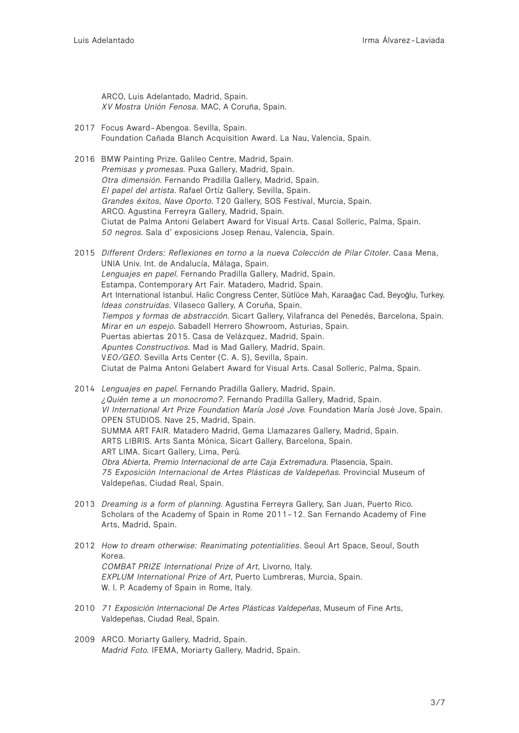ARCO, Luis Adelantado, Madrid, Spain.
*XV Mostra Unión Fenosa*. MAC, A Coruña, Spain.

2017 Focus Award–Abengoa. Sevilla, Spain.
Foundation Cañada Blanch Acquisition Award. La Nau, Valencia, Spain.

2016 BMW Painting Prize. Galileo Centre, Madrid, Spain.
*Premisas y promesas.* Puxa Gallery, Madrid, Spain.
*Otra dimensión*. Fernando Pradilla Gallery, Madrid, Spain.
*El papel del artista*. Rafael Ortíz Gallery, Sevilla, Spain.
*Grandes éxitos, Nave Oporto*. T20 Gallery, SOS Festival, Murcia, Spain.
ARCO. Agustina Ferreyra Gallery, Madrid, Spain.
Ciutat de Palma Antoni Gelabert Award for Visual Arts. Casal Solleric, Palma, Spain.
*50 negros*. Sala d' exposicions Josep Renau, Valencia, Spain.

2015 *Different Orders: Reflexiones en torno a la nueva Colección de Pilar Citoler.* Casa Mena, UNIA Univ. Int. de Andalucía, Málaga, Spain.
*Lenguajes en papel*. Fernando Pradilla Gallery, Madrid, Spain.
Estampa, Contemporary Art Fair. Matadero, Madrid, Spain.
Art International Istanbul. Halic Congress Center, Sütlüce Mah, Karaağaç Cad, Beyoğlu, Turkey.
*Ideas construidas*. Vilaseco Gallery, A Coruña, Spain.
*Tiempos y formas de abstracción*. Sicart Gallery, Vilafranca del Penedés, Barcelona, Spain.
*Mirar en un espejo*. Sabadell Herrero Showroom, Asturias, Spain.
Puertas abiertas 2015. Casa de Velázquez, Madrid, Spain.
*Apuntes Constructivos*. Mad is Mad Gallery, Madrid, Spain.
V*EO/GEO*. Sevilla Arts Center (C. A. S), Sevilla, Spain.
Ciutat de Palma Antoni Gelabert Award for Visual Arts. Casal Solleric, Palma, Spain.

2014 *Lenguajes en papel*. Fernando Pradilla Gallery, Madrid, Spain.
*¿Quién teme a un monocromo?*. Fernando Pradilla Gallery, Madrid, Spain.
*VI International Art Prize Foundation María José Jove.* Foundation María José Jove, Spain.
OPEN STUDIOS. Nave 25, Madrid, Spain.
SUMMA ART FAIR. Matadero Madrid, Gema Llamazares Gallery, Madrid, Spain.
ARTS LIBRIS. Arts Santa Mónica, Sicart Gallery, Barcelona, Spain.
ART LIMA. Sicart Gallery, Lima, Perú.
*Obra Abierta, Premio Internacional de arte Caja Extremadura.* Plasencia, Spain.
*75 Exposición Internacional de Artes Plásticas de Valdepeñas.* Provincial Museum of Valdepeñas, Ciudad Real, Spain.

2013 *Dreaming is a form of planning*. Agustina Ferreyra Gallery, San Juan, Puerto Rico.
Scholars of the Academy of Spain in Rome 2011–12. San Fernando Academy of Fine Arts, Madrid, Spain.

2012 *How to dream otherwise: Reanimating potentialities*. Seoul Art Space, Seoul, South Korea.
*COMBAT PRIZE International Prize of Art*, Livorno, Italy.
*EXPLUM International Prize of Art*, Puerto Lumbreras, Murcia, Spain.
W. I. P. Academy of Spain in Rome, Italy.

2010 *71 Exposición Internacional De Artes Plásticas Valdepeñas*, Museum of Fine Arts, Valdepeñas, Ciudad Real, Spain.

2009 ARCO. Moriarty Gallery, Madrid, Spain.
*Madrid Foto.* IFEMA, Moriarty Gallery, Madrid, Spain.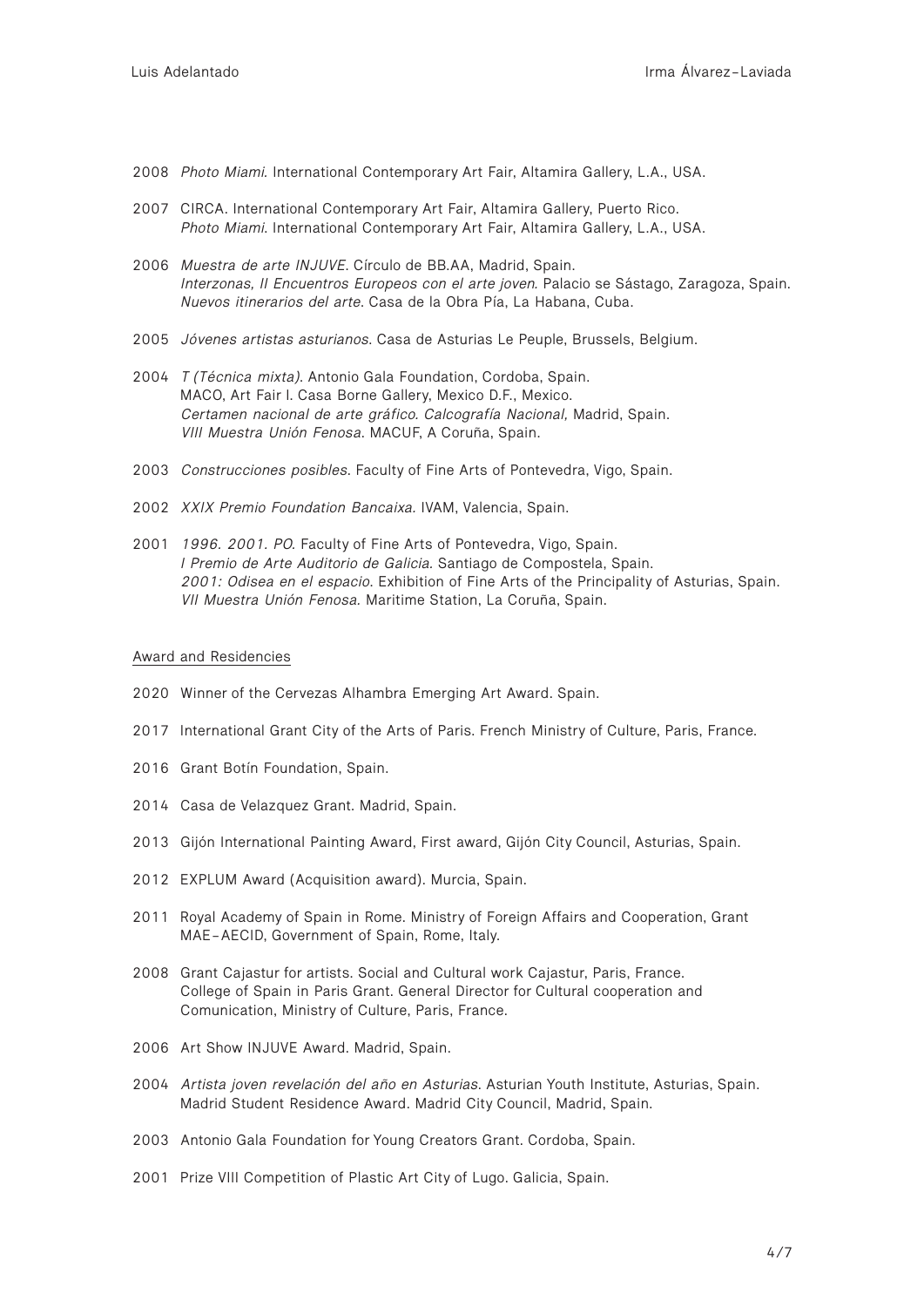2008 *Photo Miami*. International Contemporary Art Fair, Altamira Gallery, L.A., USA.

2007 CIRCA. International Contemporary Art Fair, Altamira Gallery, Puerto Rico.
*Photo Miami*. International Contemporary Art Fair, Altamira Gallery, L.A., USA.

2006 *Muestra de arte INJUVE*. Círculo de BB.AA, Madrid, Spain.
*Interzonas, II Encuentros Europeos con el arte joven*. Palacio se Sástago, Zaragoza, Spain.
*Nuevos itinerarios del arte*. Casa de la Obra Pía, La Habana, Cuba.

2005 *Jóvenes artistas asturianos*. Casa de Asturias Le Peuple, Brussels, Belgium.

2004 *T (Técnica mixta)*. Antonio Gala Foundation, Cordoba, Spain.
MACO, Art Fair I. Casa Borne Gallery, Mexico D.F., Mexico.
*Certamen nacional de arte gráfico. Calcografía Nacional,* Madrid, Spain.
*VIII Muestra Unión Fenosa*. MACUF, A Coruña, Spain.

2003 *Construcciones posibles*. Faculty of Fine Arts of Pontevedra, Vigo, Spain.

2002 *XXIX Premio Foundation Bancaixa*. IVAM, Valencia, Spain.

2001 *1996. 2001. PO*. Faculty of Fine Arts of Pontevedra, Vigo, Spain.
*I Premio de Arte Auditorio de Galicia*. Santiago de Compostela, Spain.
*2001: Odisea en el espacio*. Exhibition of Fine Arts of the Principality of Asturias, Spain.
*VII Muestra Unión Fenosa*. Maritime Station, La Coruña, Spain.

## Award and Residencies

2020 Winner of the Cervezas Alhambra Emerging Art Award. Spain.

2017 International Grant City of the Arts of Paris. French Ministry of Culture, Paris, France.

2016 Grant Botín Foundation, Spain.

2014 Casa de Velazquez Grant. Madrid, Spain.

2013 Gijón International Painting Award, First award, Gijón City Council, Asturias, Spain.

2012 EXPLUM Award (Acquisition award). Murcia, Spain.

2011 Royal Academy of Spain in Rome. Ministry of Foreign Affairs and Cooperation, Grant MAE–AECID, Government of Spain, Rome, Italy.

2008 Grant Cajastur for artists. Social and Cultural work Cajastur, Paris, France.
College of Spain in Paris Grant. General Director for Cultural cooperation and Comunication, Ministry of Culture, Paris, France.

2006 Art Show INJUVE Award. Madrid, Spain.

2004 *Artista joven revelación del año en Asturias*. Asturian Youth Institute, Asturias, Spain.
Madrid Student Residence Award. Madrid City Council, Madrid, Spain.

2003 Antonio Gala Foundation for Young Creators Grant. Cordoba, Spain.

2001 Prize VIII Competition of Plastic Art City of Lugo. Galicia, Spain.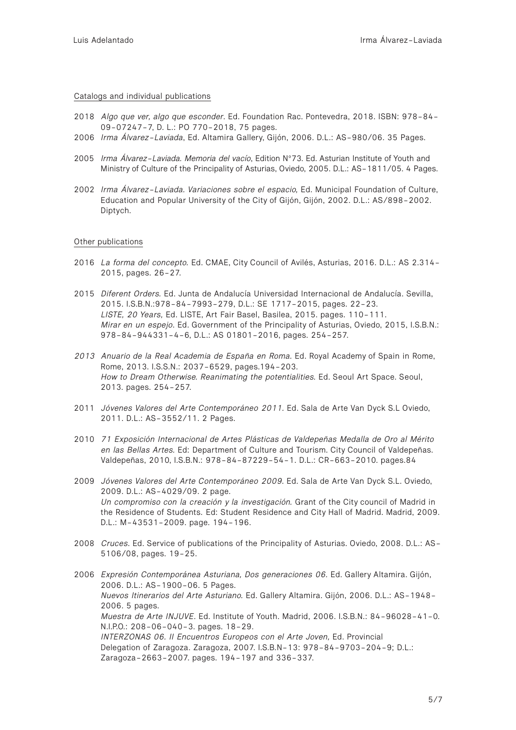## Catalogs and individual publications

2018 *Algo que ver, algo que esconder*. Ed. Foundation Rac. Pontevedra, 2018. ISBN: 978-84-09-07247-7, D. L.: PO 770-2018, 75 pages.

2006 *Irma Álvarez-Laviada*, Ed. Altamira Gallery, Gijón, 2006. D.L.: AS-980/06. 35 Pages.

2005 *Irma Álvarez-Laviada. Memoria del vacío*, Edition N°73. Ed. Asturian Institute of Youth and Ministry of Culture of the Principality of Asturias, Oviedo, 2005. D.L.: AS-1811/05. 4 Pages.

2002 *Irma Álvarez-Laviada. Variaciones sobre el espacio,* Ed. Municipal Foundation of Culture, Education and Popular University of the City of Gijón, Gijón, 2002. D.L.: AS/898-2002. Diptych.

## Other publications

2016 *La forma del concepto.* Ed. CMAE, City Council of Avilés, Asturias, 2016. D.L.: AS 2.314-2015, pages. 26-27.

2015 *Diferent Orders.* Ed. Junta de Andalucía Universidad Internacional de Andalucía. Sevilla, 2015. I.S.B.N.:978-84-7993-279, D.L.: SE 1717-2015, pages. 22-23.
*LISTE, 20 Years,* Ed. LISTE, Art Fair Basel, Basilea, 2015. pages. 110-111.
*Mirar en un espejo*. Ed. Government of the Principality of Asturias, Oviedo, 2015, I.S.B.N.: 978-84-944331-4-6, D.L.: AS 01801-2016, pages. 254-257.

*2013* *Anuario de la Real Academia de España en Roma.* Ed. Royal Academy of Spain in Rome, Rome, 2013. I.S.S.N.: 2037-6529, pages.194-203.
*How to Dream Otherwise. Reanimating the potentialities.* Ed. Seoul Art Space. Seoul, 2013. pages. 254-257.

2011 *Jóvenes Valores del Arte Contemporáneo 2011.* Ed. Sala de Arte Van Dyck S.L Oviedo, 2011. D.L.: AS-3552/11. 2 Pages.

2010 *71 Exposición Internacional de Artes Plásticas de Valdepeñas Medalla de Oro al Mérito en las Bellas Artes.* Ed: Department of Culture and Tourism. City Council of Valdepeñas. Valdepeñas, 2010, I.S.B.N.: 978-84-87229-54-1. D.L.: CR-663-2010. pages.84

2009 *Jóvenes Valores del Arte Contemporáneo 2009.* Ed. Sala de Arte Van Dyck S.L. Oviedo, 2009. D.L.: AS-4029/09. 2 page.
*Un compromiso con la creación y la investigación.* Grant of the City council of Madrid in the Residence of Students. Ed: Student Residence and City Hall of Madrid. Madrid, 2009. D.L.: M-43531-2009. page. 194-196.

2008 *Cruces.* Ed. Service of publications of the Principality of Asturias. Oviedo, 2008. D.L.: AS-5106/08, pages. 19-25.

2006 *Expresión Contemporánea Asturiana, Dos generaciones 06.* Ed. Gallery Altamira. Gijón, 2006. D.L.: AS-1900-06. 5 Pages.
*Nuevos Itinerarios del Arte Asturiano.* Ed. Gallery Altamira. Gijón, 2006. D.L.: AS-1948-2006. 5 pages.
*Muestra de Arte INJUVE.* Ed. Institute of Youth. Madrid, 2006. I.S.B.N.: 84-96028-41-0. N.I.P.O.: 208-06-040-3. pages. 18-29.
*INTERZONAS 06. II Encuentros Europeos con el Arte Joven,* Ed. Provincial Delegation of Zaragoza. Zaragoza, 2007. I.S.B.N-13: 978-84-9703-204-9; D.L.: Zaragoza-2663-2007. pages. 194-197 and 336-337.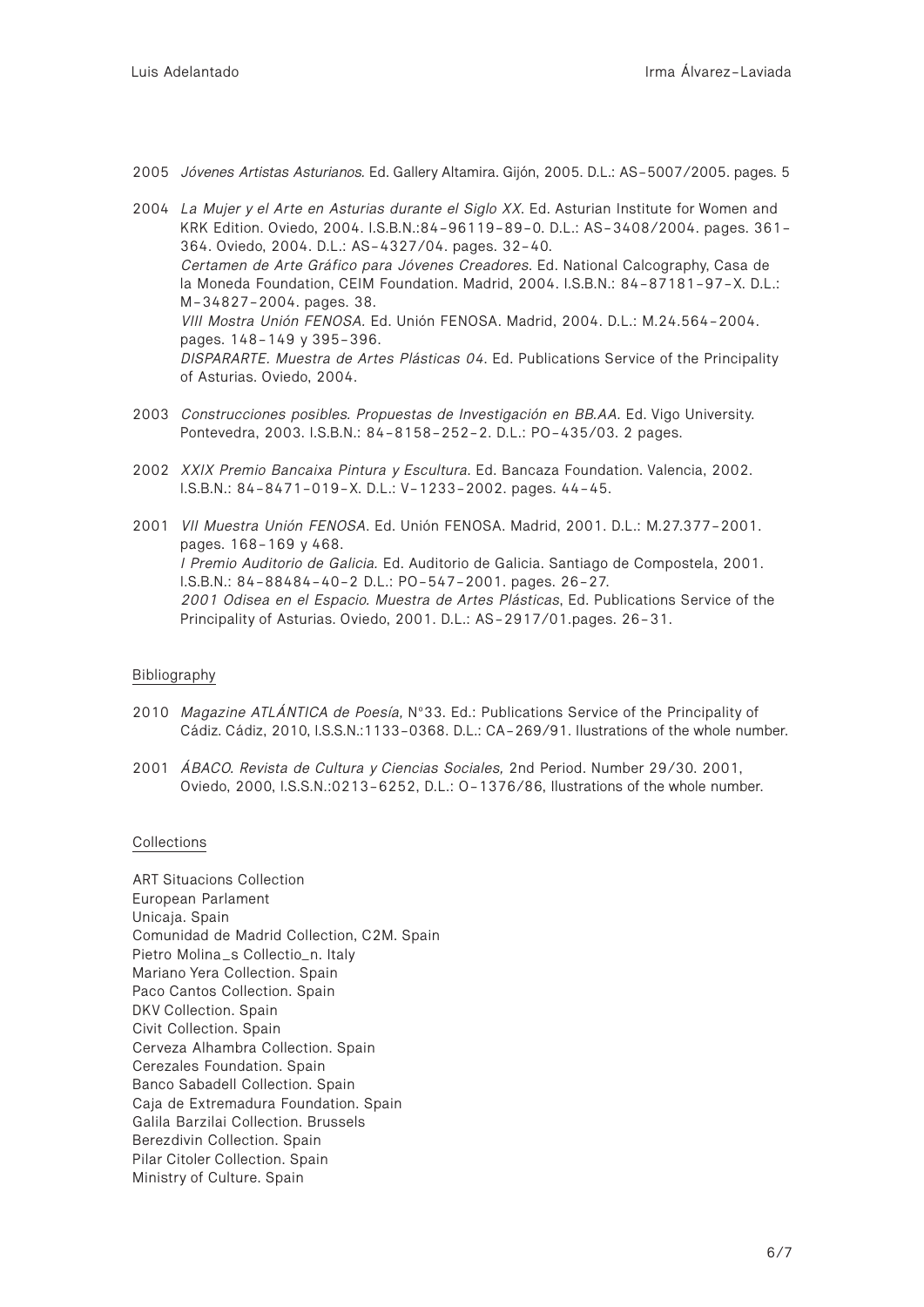2005 *Jóvenes Artistas Asturianos*. Ed. Gallery Altamira. Gijón, 2005. D.L.: AS–5007/2005. pages. 5

2004 *La Mujer y el Arte en Asturias durante el Siglo XX*. Ed. Asturian Institute for Women and KRK Edition. Oviedo, 2004. I.S.B.N.:84–96119–89–0. D.L.: AS–3408/2004. pages. 361–364. Oviedo, 2004. D.L.: AS–4327/04. pages. 32–40.
*Certamen de Arte Gráfico para Jóvenes Creadores*. Ed. National Calcography, Casa de la Moneda Foundation, CEIM Foundation. Madrid, 2004. I.S.B.N.: 84–87181–97–X. D.L.: M–34827–2004. pages. 38.
*VIII Mostra Unión FENOSA*. Ed. Unión FENOSA. Madrid, 2004. D.L.: M.24.564–2004. pages. 148–149 y 395–396.
*DISPARARTE. Muestra de Artes Plásticas 04*. Ed. Publications Service of the Principality of Asturias. Oviedo, 2004.

2003 *Construcciones posibles. Propuestas de Investigación en BB.AA.* Ed. Vigo University. Pontevedra, 2003. I.S.B.N.: 84–8158–252–2. D.L.: PO–435/03. 2 pages.

2002 *XXIX Premio Bancaixa Pintura y Escultura*. Ed. Bancaza Foundation. Valencia, 2002. I.S.B.N.: 84–8471–019–X. D.L.: V–1233–2002. pages. 44–45.

2001 *VII Muestra Unión FENOSA*. Ed. Unión FENOSA. Madrid, 2001. D.L.: M.27.377–2001. pages. 168–169 y 468.
*I Premio Auditorio de Galicia*. Ed. Auditorio de Galicia. Santiago de Compostela, 2001. I.S.B.N.: 84–88484–40–2 D.L.: PO–547–2001. pages. 26–27.
*2001 Odisea en el Espacio. Muestra de Artes Plásticas*, Ed. Publications Service of the Principality of Asturias. Oviedo, 2001. D.L.: AS–2917/01.pages. 26–31.

## Bibliography

2010 *Magazine ATLÁNTICA de Poesía*, Nº33. Ed.: Publications Service of the Principality of Cádiz. Cádiz, 2010, I.S.S.N.:1133–0368. D.L.: CA–269/91. Ilustrations of the whole number.

2001 *ÁBACO. Revista de Cultura y Ciencias Sociales,* 2nd Period. Number 29/30. 2001, Oviedo, 2000, I.S.S.N.:0213–6252, D.L.: O–1376/86, Ilustrations of the whole number.

## Collections

ART Situacions Collection
European Parlament
Unicaja. Spain
Comunidad de Madrid Collection, C2M. Spain
Pietro Molina_s Collectio_n. Italy
Mariano Yera Collection. Spain
Paco Cantos Collection. Spain
DKV Collection. Spain
Civit Collection. Spain
Cerveza Alhambra Collection. Spain
Cerezales Foundation. Spain
Banco Sabadell Collection. Spain
Caja de Extremadura Foundation. Spain
Galila Barzilai Collection. Brussels
Berezdivin Collection. Spain
Pilar Citoler Collection. Spain
Ministry of Culture. Spain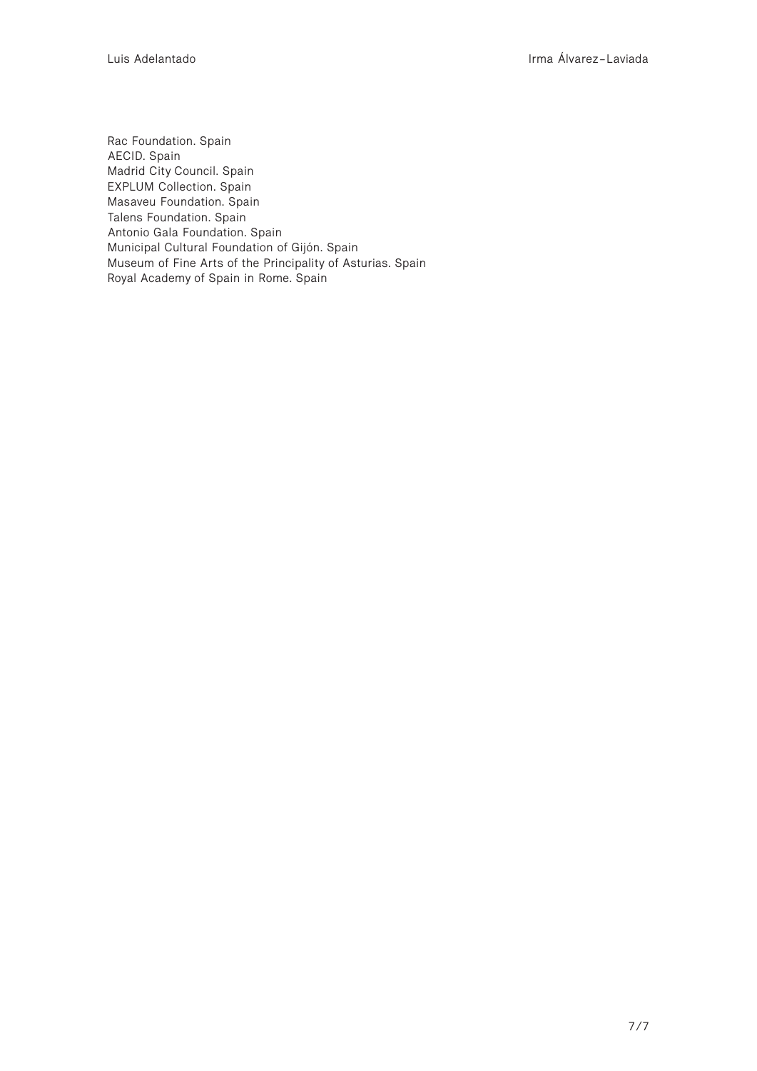Rac Foundation. Spain
AECID. Spain
Madrid City Council. Spain
EXPLUM Collection. Spain
Masaveu Foundation. Spain
Talens Foundation. Spain
Antonio Gala Foundation. Spain
Municipal Cultural Foundation of Gijón. Spain
Museum of Fine Arts of the Principality of Asturias. Spain
Royal Academy of Spain in Rome. Spain